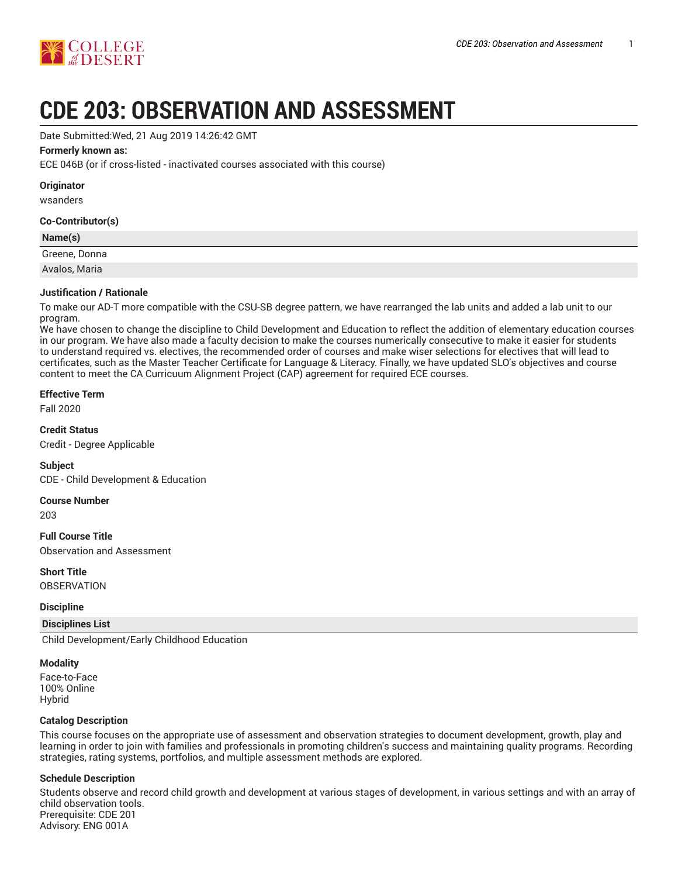# CDE 203: OBSERVATION AND ASSESSMENT

Date Submitted:Wed, 21 Aug 2019 14:26:42 GMT

**Formerly known as:**

ECE 046B (or if cross-listed - inactivated courses associated with this course)

**Originator**

wsanders

**Co-Contributor(s)**

| Name(s) |
| --- |
| Greene, Donna |
| Avalos, Maria |

**Justification / Rationale**

To make our AD-T more compatible with the CSU-SB degree pattern, we have rearranged the lab units and added a lab unit to our program.
We have chosen to change the discipline to Child Development and Education to reflect the addition of elementary education courses in our program. We have also made a faculty decision to make the courses numerically consecutive to make it easier for students to understand required vs. electives, the recommended order of courses and make wiser selections for electives that will lead to certificates, such as the Master Teacher Certificate for Language & Literacy. Finally, we have updated SLO's objectives and course content to meet the CA Curricuum Alignment Project (CAP) agreement for required ECE courses.

**Effective Term**

Fall 2020

**Credit Status**

Credit - Degree Applicable

**Subject**

CDE - Child Development & Education

**Course Number**

203

**Full Course Title**

Observation and Assessment

**Short Title**

OBSERVATION

**Discipline**

| Disciplines List |
| --- |
| Child Development/Early Childhood Education |

**Modality**

Face-to-Face
100% Online
Hybrid

**Catalog Description**

This course focuses on the appropriate use of assessment and observation strategies to document development, growth, play and learning in order to join with families and professionals in promoting children's success and maintaining quality programs. Recording strategies, rating systems, portfolios, and multiple assessment methods are explored.

**Schedule Description**

Students observe and record child growth and development at various stages of development, in various settings and with an array of child observation tools.
Prerequisite: CDE 201
Advisory: ENG 001A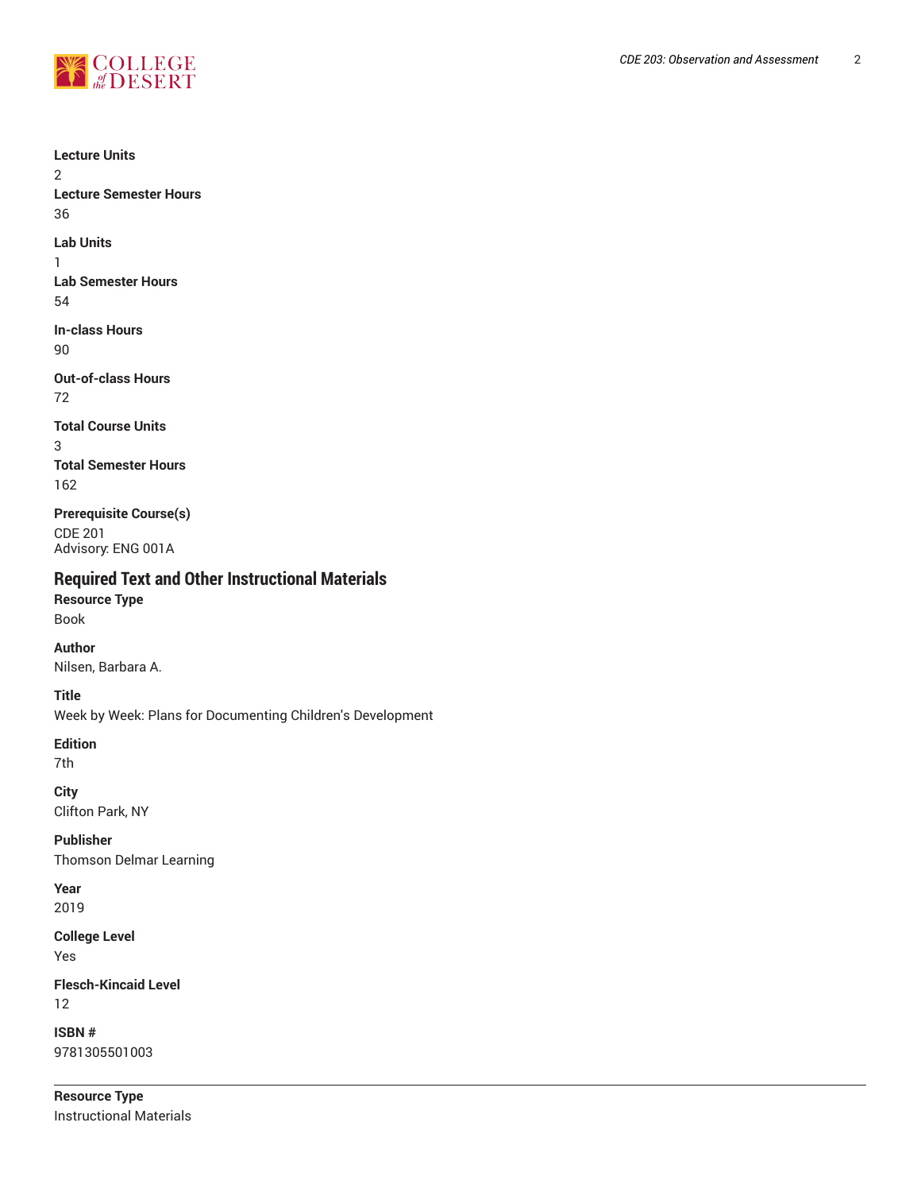**Lecture Units**
2
**Lecture Semester Hours**
36

**Lab Units**
1
**Lab Semester Hours**
54

**In-class Hours**
90

**Out-of-class Hours**
72

**Total Course Units**
3
**Total Semester Hours**
162

**Prerequisite Course(s)**
CDE 201
Advisory: ENG 001A

## Required Text and Other Instructional Materials

**Resource Type**
Book

**Author**
Nilsen, Barbara A.

**Title**
Week by Week: Plans for Documenting Children's Development

**Edition**
7th

**City**
Clifton Park, NY

**Publisher**
Thomson Delmar Learning

**Year**
2019

**College Level**
Yes

**Flesch-Kincaid Level**
12

**ISBN #**
9781305501003

---

**Resource Type**
Instructional Materials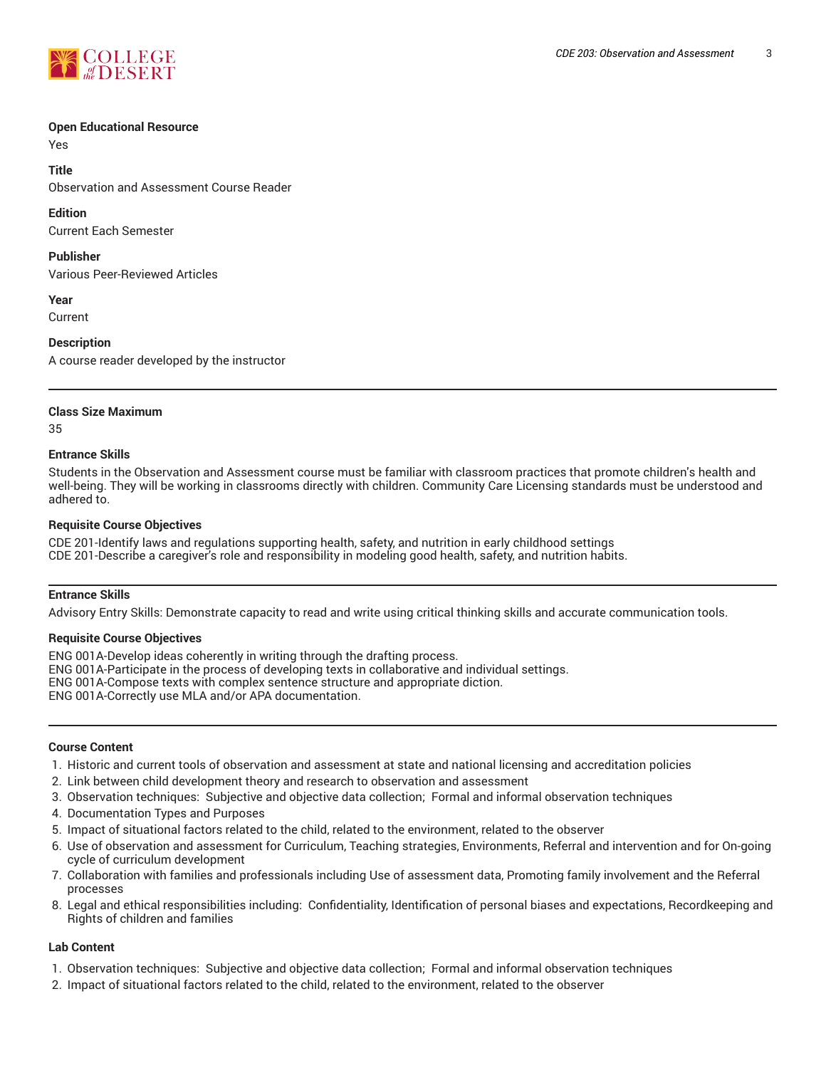**Open Educational Resource**

Yes

**Title**

Observation and Assessment Course Reader

**Edition**

Current Each Semester

**Publisher**

Various Peer-Reviewed Articles

**Year**

Current

**Description**

A course reader developed by the instructor

---

**Class Size Maximum**

35

**Entrance Skills**

Students in the Observation and Assessment course must be familiar with classroom practices that promote children's health and well-being. They will be working in classrooms directly with children. Community Care Licensing standards must be understood and adhered to.

**Requisite Course Objectives**

CDE 201-Identify laws and regulations supporting health, safety, and nutrition in early childhood settings
CDE 201-Describe a caregiver's role and responsibility in modeling good health, safety, and nutrition habits.

---

**Entrance Skills**

Advisory Entry Skills: Demonstrate capacity to read and write using critical thinking skills and accurate communication tools.

**Requisite Course Objectives**

ENG 001A-Develop ideas coherently in writing through the drafting process.
ENG 001A-Participate in the process of developing texts in collaborative and individual settings.
ENG 001A-Compose texts with complex sentence structure and appropriate diction.
ENG 001A-Correctly use MLA and/or APA documentation.

---

**Course Content**

1. Historic and current tools of observation and assessment at state and national licensing and accreditation policies
2. Link between child development theory and research to observation and assessment
3. Observation techniques: Subjective and objective data collection; Formal and informal observation techniques
4. Documentation Types and Purposes
5. Impact of situational factors related to the child, related to the environment, related to the observer
6. Use of observation and assessment for Curriculum, Teaching strategies, Environments, Referral and intervention and for On-going cycle of curriculum development
7. Collaboration with families and professionals including Use of assessment data, Promoting family involvement and the Referral processes
8. Legal and ethical responsibilities including: Confidentiality, Identification of personal biases and expectations, Recordkeeping and Rights of children and families

**Lab Content**

1. Observation techniques: Subjective and objective data collection; Formal and informal observation techniques
2. Impact of situational factors related to the child, related to the environment, related to the observer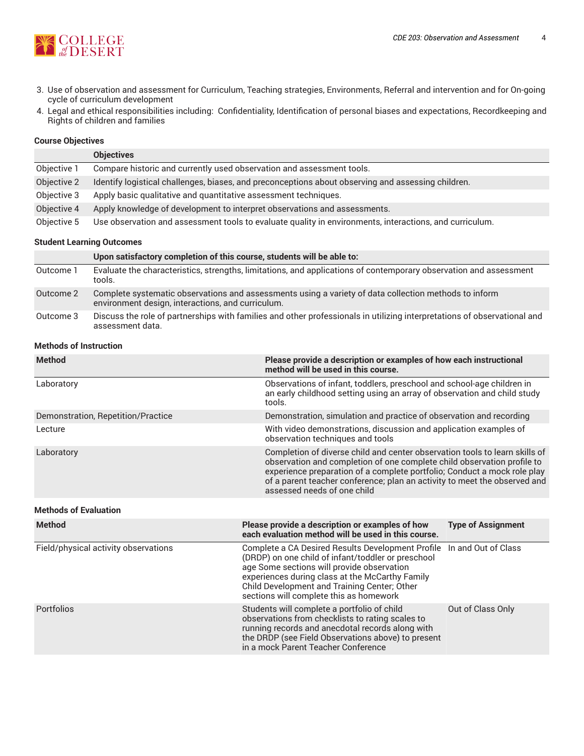3. Use of observation and assessment for Curriculum, Teaching strategies, Environments, Referral and intervention and for On-going cycle of curriculum development
4. Legal and ethical responsibilities including:  Confidentiality, Identification of personal biases and expectations, Recordkeeping and Rights of children and families

### Course Objectives

| | Objectives |
|---|---|
| Objective 1 | Compare historic and currently used observation and assessment tools. |
| Objective 2 | Identify logistical challenges, biases, and preconceptions about observing and assessing children. |
| Objective 3 | Apply basic qualitative and quantitative assessment techniques. |
| Objective 4 | Apply knowledge of development to interpret observations and assessments. |
| Objective 5 | Use observation and assessment tools to evaluate quality in environments, interactions, and curriculum. |

### Student Learning Outcomes

| | Upon satisfactory completion of this course, students will be able to: |
|---|---|
| Outcome 1 | Evaluate the characteristics, strengths, limitations, and applications of contemporary observation and assessment tools. |
| Outcome 2 | Complete systematic observations and assessments using a variety of data collection methods to inform environment design, interactions, and curriculum. |
| Outcome 3 | Discuss the role of partnerships with families and other professionals in utilizing interpretations of observational and assessment data. |

### Methods of Instruction

| Method | Please provide a description or examples of how each instructional method will be used in this course. |
|---|---|
| Laboratory | Observations of infant, toddlers, preschool and school-age children in an early childhood setting using an array of observation and child study tools. |
| Demonstration, Repetition/Practice | Demonstration, simulation and practice of observation and recording |
| Lecture | With video demonstrations, discussion and application examples of observation techniques and tools |
| Laboratory | Completion of diverse child and center observation tools to learn skills of observation and completion of one complete child observation profile to experience preparation of a complete portfolio; Conduct a mock role play of a parent teacher conference; plan an activity to meet the observed and assessed needs of one child |

### Methods of Evaluation

| Method | Please provide a description or examples of how each evaluation method will be used in this course. | Type of Assignment |
|---|---|---|
| Field/physical activity observations | Complete a CA Desired Results Development Profile (DRDP) on one child of infant/toddler or preschool age Some sections will provide observation experiences during class at the McCarthy Family Child Development and Training Center; Other sections will complete this as homework | In and Out of Class |
| Portfolios | Students will complete a portfolio of child observations from checklists to rating scales to running records and anecdotal records along with the DRDP (see Field Observations above) to present in a mock Parent Teacher Conference | Out of Class Only |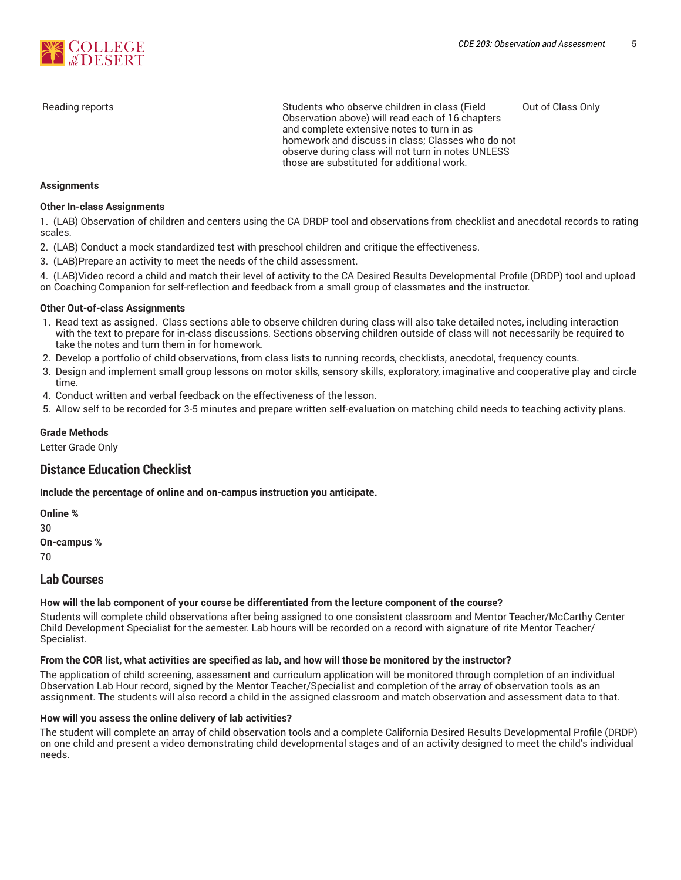| | | |
|---|---|---|
| Reading reports | Students who observe children in class (Field Observation above) will read each of 16 chapters and complete extensive notes to turn in as homework and discuss in class; Classes who do not observe during class will not turn in notes UNLESS those are substituted for additional work. | Out of Class Only |

**Assignments**

**Other In-class Assignments**

1. (LAB) Observation of children and centers using the CA DRDP tool and observations from checklist and anecdotal records to rating scales.
2. (LAB) Conduct a mock standardized test with preschool children and critique the effectiveness.
3. (LAB)Prepare an activity to meet the needs of the child assessment.
4. (LAB)Video record a child and match their level of activity to the CA Desired Results Developmental Profile (DRDP) tool and upload on Coaching Companion for self-reflection and feedback from a small group of classmates and the instructor.

**Other Out-of-class Assignments**

1. Read text as assigned. Class sections able to observe children during class will also take detailed notes, including interaction with the text to prepare for in-class discussions. Sections observing children outside of class will not necessarily be required to take the notes and turn them in for homework.
2. Develop a portfolio of child observations, from class lists to running records, checklists, anecdotal, frequency counts.
3. Design and implement small group lessons on motor skills, sensory skills, exploratory, imaginative and cooperative play and circle time.
4. Conduct written and verbal feedback on the effectiveness of the lesson.
5. Allow self to be recorded for 3-5 minutes and prepare written self-evaluation on matching child needs to teaching activity plans.

**Grade Methods**

Letter Grade Only

## Distance Education Checklist

**Include the percentage of online and on-campus instruction you anticipate.**

**Online %**

30

**On-campus %**

70

## Lab Courses

**How will the lab component of your course be differentiated from the lecture component of the course?**

Students will complete child observations after being assigned to one consistent classroom and Mentor Teacher/McCarthy Center Child Development Specialist for the semester. Lab hours will be recorded on a record with signature of rite Mentor Teacher/ Specialist.

**From the COR list, what activities are specified as lab, and how will those be monitored by the instructor?**

The application of child screening, assessment and curriculum application will be monitored through completion of an individual Observation Lab Hour record, signed by the Mentor Teacher/Specialist and completion of the array of observation tools as an assignment. The students will also record a child in the assigned classroom and match observation and assessment data to that.

**How will you assess the online delivery of lab activities?**

The student will complete an array of child observation tools and a complete California Desired Results Developmental Profile (DRDP) on one child and present a video demonstrating child developmental stages and of an activity designed to meet the child's individual needs.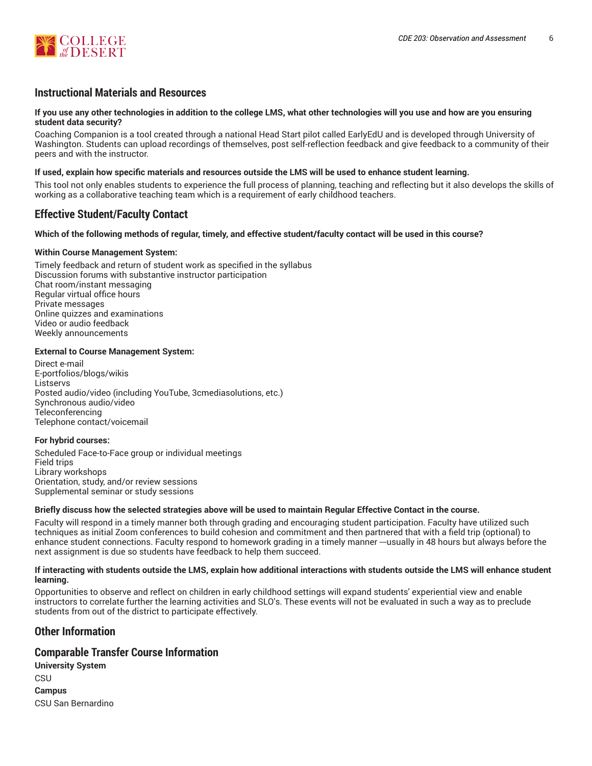## Instructional Materials and Resources

**If you use any other technologies in addition to the college LMS, what other technologies will you use and how are you ensuring student data security?**

Coaching Companion is a tool created through a national Head Start pilot called EarlyEdU and is developed through University of Washington. Students can upload recordings of themselves, post self-reflection feedback and give feedback to a community of their peers and with the instructor.

**If used, explain how specific materials and resources outside the LMS will be used to enhance student learning.**

This tool not only enables students to experience the full process of planning, teaching and reflecting but it also develops the skills of working as a collaborative teaching team which is a requirement of early childhood teachers.

## Effective Student/Faculty Contact

**Which of the following methods of regular, timely, and effective student/faculty contact will be used in this course?**

**Within Course Management System:**

Timely feedback and return of student work as specified in the syllabus
Discussion forums with substantive instructor participation
Chat room/instant messaging
Regular virtual office hours
Private messages
Online quizzes and examinations
Video or audio feedback
Weekly announcements

**External to Course Management System:**

Direct e-mail
E-portfolios/blogs/wikis
Listservs
Posted audio/video (including YouTube, 3cmediasolutions, etc.)
Synchronous audio/video
Teleconferencing
Telephone contact/voicemail

**For hybrid courses:**

Scheduled Face-to-Face group or individual meetings
Field trips
Library workshops
Orientation, study, and/or review sessions
Supplemental seminar or study sessions

**Briefly discuss how the selected strategies above will be used to maintain Regular Effective Contact in the course.**

Faculty will respond in a timely manner both through grading and encouraging student participation. Faculty have utilized such techniques as initial Zoom conferences to build cohesion and commitment and then partnered that with a field trip (optional) to enhance student connections. Faculty respond to homework grading in a timely manner ---usually in 48 hours but always before the next assignment is due so students have feedback to help them succeed.

**If interacting with students outside the LMS, explain how additional interactions with students outside the LMS will enhance student learning.**

Opportunities to observe and reflect on children in early childhood settings will expand students' experiential view and enable instructors to correlate further the learning activities and SLO's. These events will not be evaluated in such a way as to preclude students from out of the district to participate effectively.

## Other Information

## Comparable Transfer Course Information

**University System**

CSU

**Campus**

CSU San Bernardino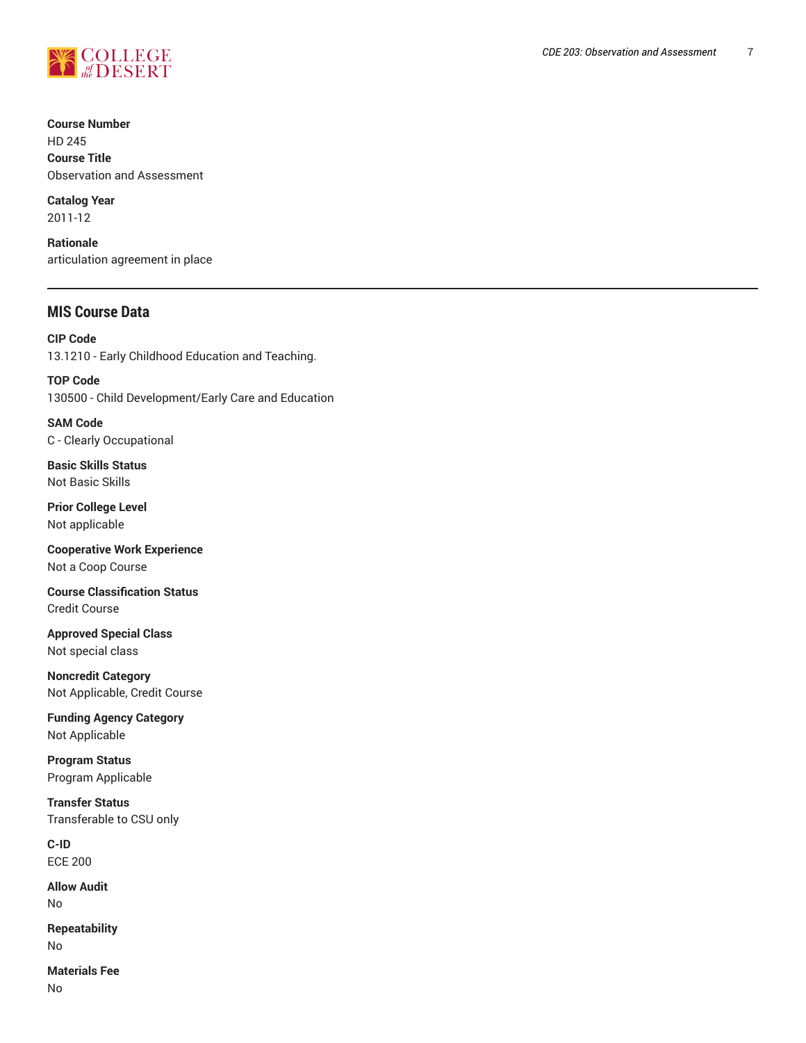**Course Number**
HD 245
**Course Title**
Observation and Assessment

**Catalog Year**
2011-12

**Rationale**
articulation agreement in place

---

## MIS Course Data

**CIP Code**
13.1210 - Early Childhood Education and Teaching.

**TOP Code**
130500 - Child Development/Early Care and Education

**SAM Code**
C - Clearly Occupational

**Basic Skills Status**
Not Basic Skills

**Prior College Level**
Not applicable

**Cooperative Work Experience**
Not a Coop Course

**Course Classification Status**
Credit Course

**Approved Special Class**
Not special class

**Noncredit Category**
Not Applicable, Credit Course

**Funding Agency Category**
Not Applicable

**Program Status**
Program Applicable

**Transfer Status**
Transferable to CSU only

**C-ID**
ECE 200

**Allow Audit**
No

**Repeatability**
No

**Materials Fee**
No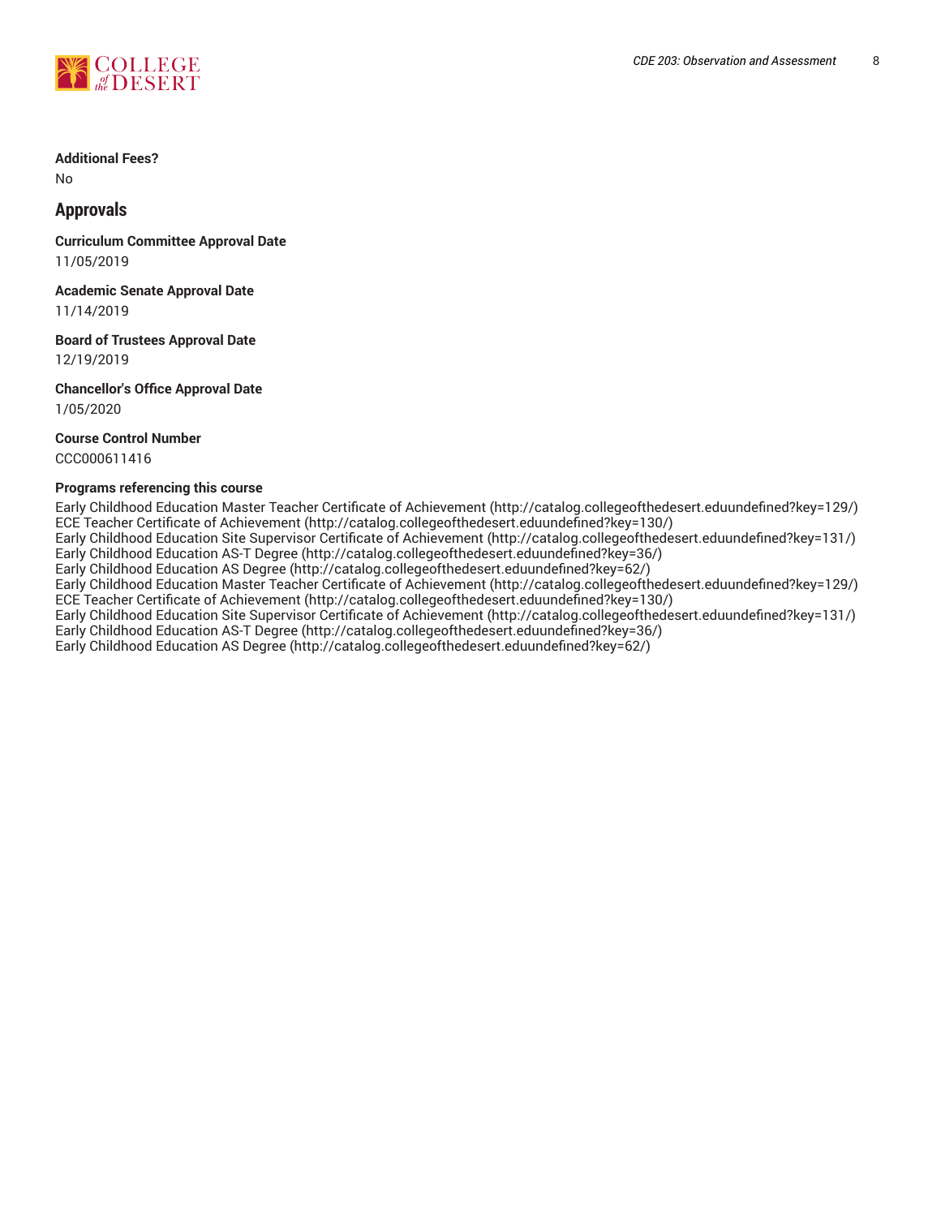**Additional Fees?**

No

## Approvals

**Curriculum Committee Approval Date**

11/05/2019

**Academic Senate Approval Date**

11/14/2019

**Board of Trustees Approval Date**

12/19/2019

**Chancellor's Office Approval Date**

1/05/2020

**Course Control Number**

CCC000611416

**Programs referencing this course**

Early Childhood Education Master Teacher Certificate of Achievement (http://catalog.collegeofthedesert.eduundefined?key=129/)
ECE Teacher Certificate of Achievement (http://catalog.collegeofthedesert.eduundefined?key=130/)
Early Childhood Education Site Supervisor Certificate of Achievement (http://catalog.collegeofthedesert.eduundefined?key=131/)
Early Childhood Education AS-T Degree (http://catalog.collegeofthedesert.eduundefined?key=36/)
Early Childhood Education AS Degree (http://catalog.collegeofthedesert.eduundefined?key=62/)
Early Childhood Education Master Teacher Certificate of Achievement (http://catalog.collegeofthedesert.eduundefined?key=129/)
ECE Teacher Certificate of Achievement (http://catalog.collegeofthedesert.eduundefined?key=130/)
Early Childhood Education Site Supervisor Certificate of Achievement (http://catalog.collegeofthedesert.eduundefined?key=131/)
Early Childhood Education AS-T Degree (http://catalog.collegeofthedesert.eduundefined?key=36/)
Early Childhood Education AS Degree (http://catalog.collegeofthedesert.eduundefined?key=62/)